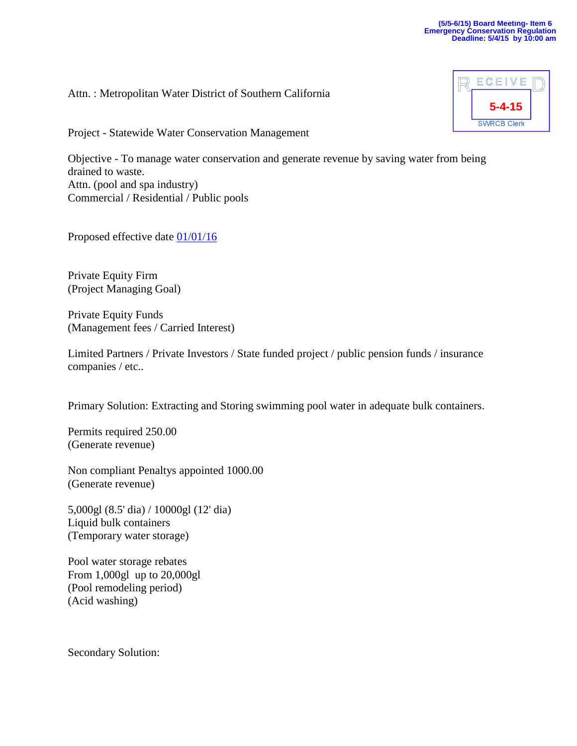(5/5-6/15) Board Meeting- Item 6
Emergency Conservation Regulation
Deadline: 5/4/15 by 10:00 am

RECEIVED
5-4-15
SWRCB Clerk

Attn. : Metropolitan Water District of Southern California

Project - Statewide Water Conservation Management

Objective - To manage water conservation and generate revenue by saving water from being drained to waste.
Attn. (pool and spa industry)
Commercial / Residential / Public pools

Proposed effective date 01/01/16

Private Equity Firm
(Project Managing Goal)

Private Equity Funds
(Management fees / Carried Interest)

Limited Partners / Private Investors / State funded project / public pension funds / insurance companies / etc..

Primary Solution: Extracting and Storing swimming pool water in adequate bulk containers.

Permits required 250.00
(Generate revenue)

Non compliant Penaltys appointed 1000.00
(Generate revenue)

5,000gl (8.5' dia) / 10000gl (12' dia)
Liquid bulk containers
(Temporary water storage)

Pool water storage rebates
From 1,000gl up to 20,000gl
(Pool remodeling period)
(Acid washing)

Secondary Solution: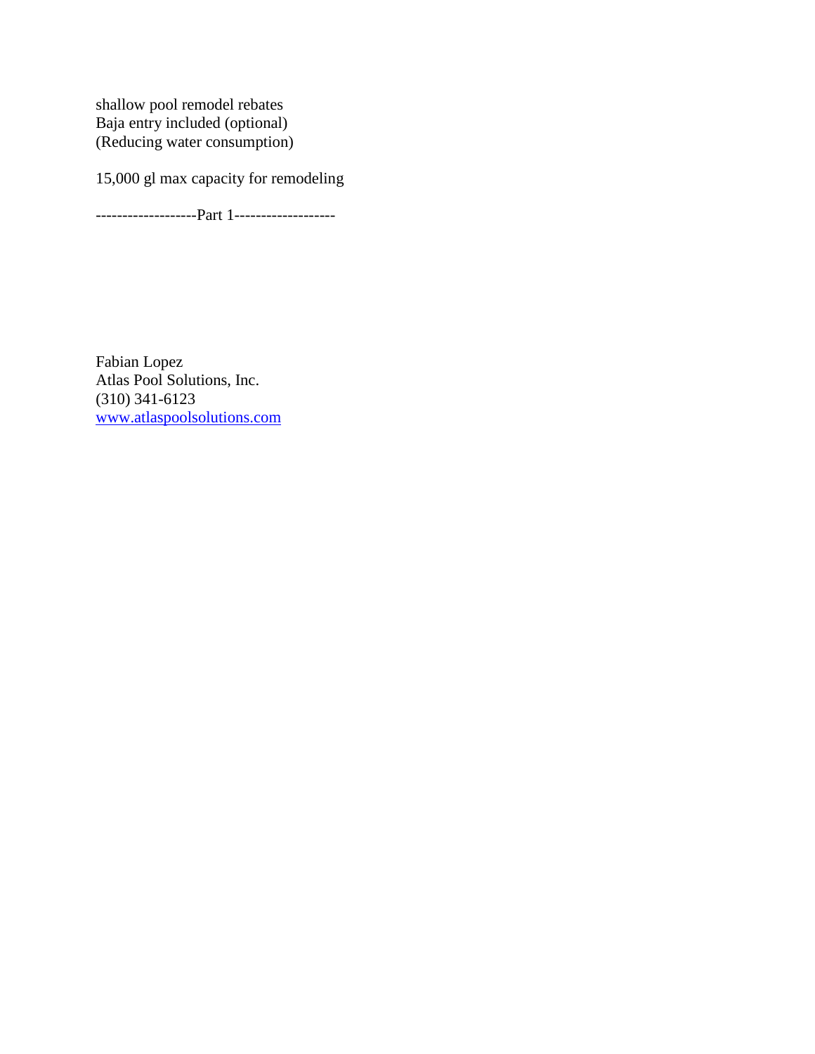shallow pool remodel rebates
Baja entry included (optional)
(Reducing water consumption)

15,000 gl max capacity for remodeling

-------------------Part 1-------------------

Fabian Lopez
Atlas Pool Solutions, Inc.
(310) 341-6123
[www.atlaspoolsolutions.com](http://www.atlaspoolsolutions.com)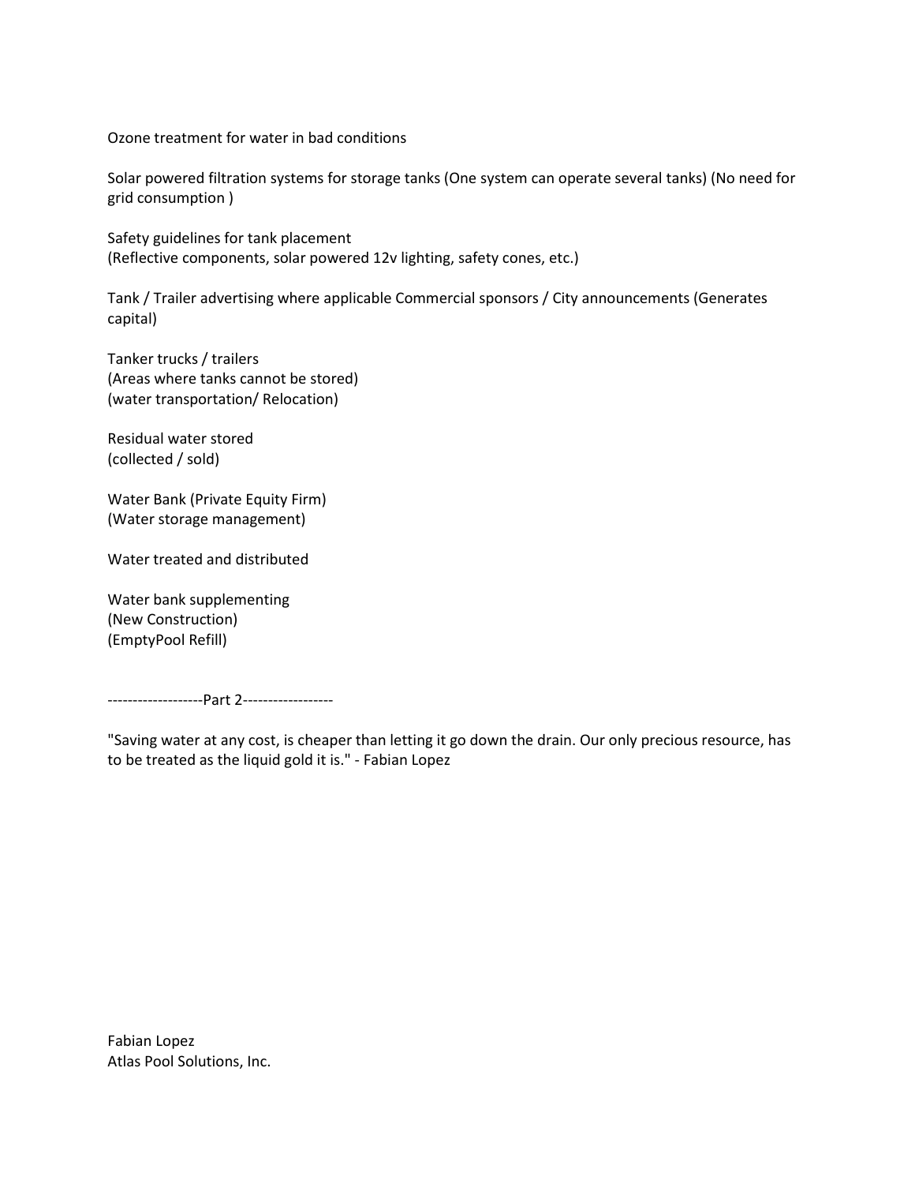Ozone treatment for water in bad conditions

Solar powered filtration systems for storage tanks (One system can operate several tanks) (No need for grid consumption )

Safety guidelines for tank placement
(Reflective components, solar powered 12v lighting, safety cones, etc.)

Tank / Trailer advertising where applicable Commercial sponsors / City announcements (Generates capital)

Tanker trucks / trailers
(Areas where tanks cannot be stored)
(water transportation/ Relocation)

Residual water stored
(collected / sold)

Water Bank (Private Equity Firm)
(Water storage management)

Water treated and distributed

Water bank supplementing
(New Construction)
(EmptyPool Refill)

-------------------Part 2------------------

"Saving water at any cost, is cheaper than letting it go down the drain. Our only precious resource, has to be treated as the liquid gold it is." - Fabian Lopez

Fabian Lopez
Atlas Pool Solutions, Inc.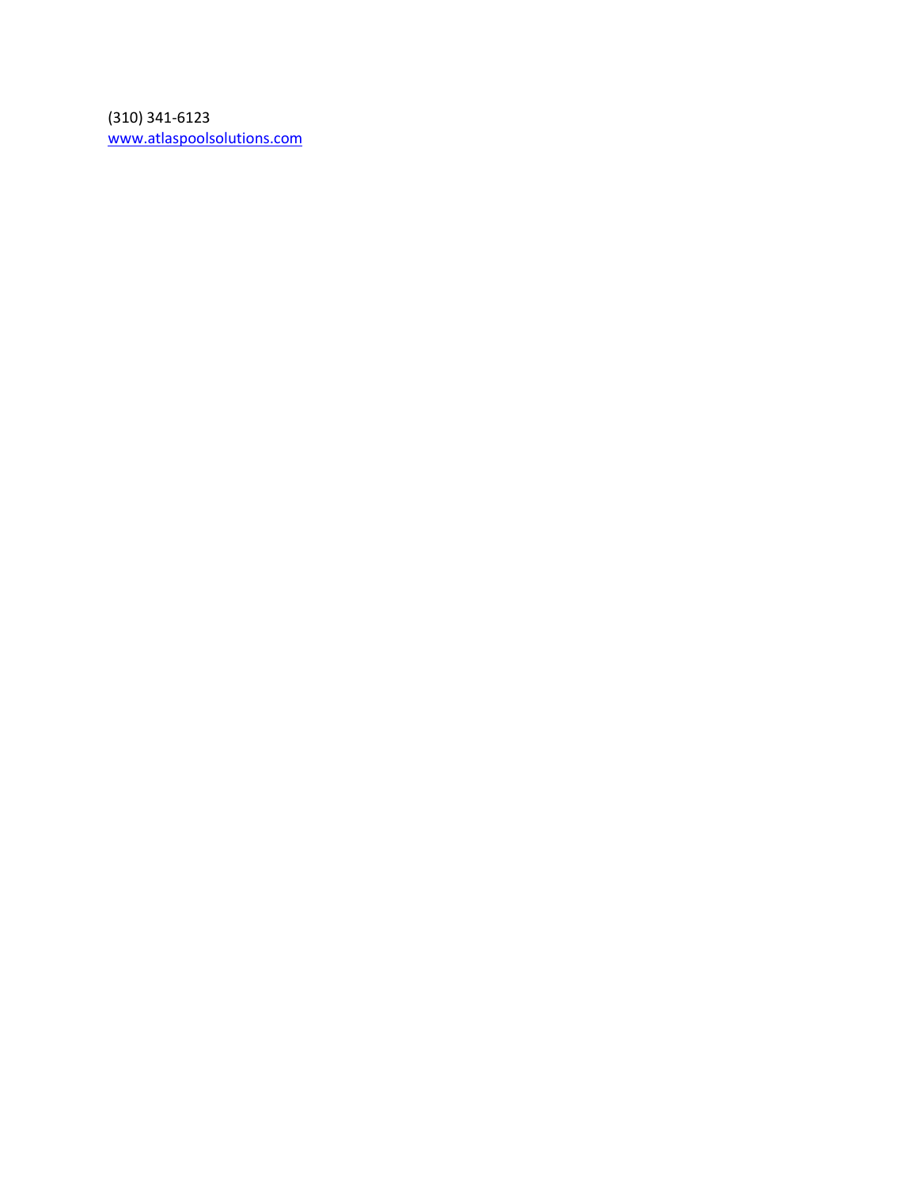(310) 341-6123
[www.atlaspoolsolutions.com](http://www.atlaspoolsolutions.com)